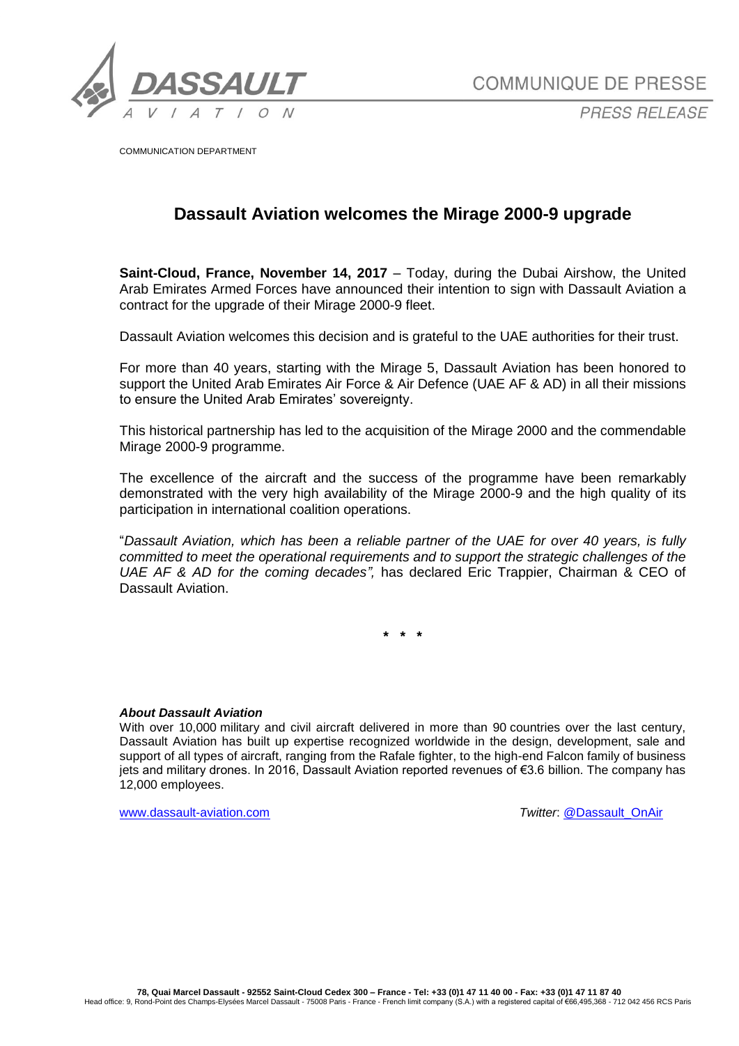COMMUNIQUE DE PRESSE

*PRESS RELEASE*

COMMUNICATION DEPARTMENT

# Dassault Aviation welcomes the Mirage 2000-9 upgrade

**Saint-Cloud, France, November 14, 2017** – Today, during the Dubai Airshow, the United Arab Emirates Armed Forces have announced their intention to sign with Dassault Aviation a contract for the upgrade of their Mirage 2000-9 fleet.

Dassault Aviation welcomes this decision and is grateful to the UAE authorities for their trust.

For more than 40 years, starting with the Mirage 5, Dassault Aviation has been honored to support the United Arab Emirates Air Force & Air Defence (UAE AF & AD) in all their missions to ensure the United Arab Emirates' sovereignty.

This historical partnership has led to the acquisition of the Mirage 2000 and the commendable Mirage 2000-9 programme.

The excellence of the aircraft and the success of the programme have been remarkably demonstrated with the very high availability of the Mirage 2000-9 and the high quality of its participation in international coalition operations.

"*Dassault Aviation, which has been a reliable partner of the UAE for over 40 years, is fully committed to meet the operational requirements and to support the strategic challenges of the UAE AF & AD for the coming decades",* has declared Eric Trappier, Chairman & CEO of Dassault Aviation.

\* \* \*

***About Dassault Aviation***

With over 10,000 military and civil aircraft delivered in more than 90 countries over the last century, Dassault Aviation has built up expertise recognized worldwide in the design, development, sale and support of all types of aircraft, ranging from the Rafale fighter, to the high-end Falcon family of business jets and military drones. In 2016, Dassault Aviation reported revenues of €3.6 billion. The company has 12,000 employees.

www.dassault-aviation.com *Twitter*: @Dassault_OnAir

**78, Quai Marcel Dassault - 92552 Saint-Cloud Cedex 300 – France - Tel: +33 (0)1 47 11 40 00 - Fax: +33 (0)1 47 11 87 40**
Head office: 9, Rond-Point des Champs-Elysées Marcel Dassault - 75008 Paris - France - French limit company (S.A.) with a registered capital of €66,495,368 - 712 042 456 RCS Paris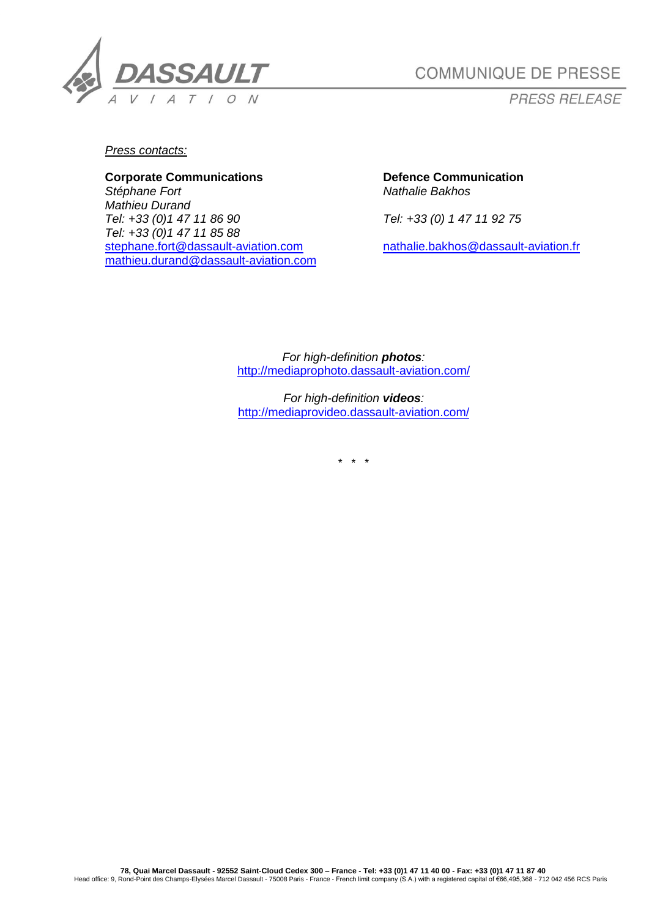*Press contacts:*

**Corporate Communications**
*Stéphane Fort*
*Mathieu Durand*
*Tel: +33 (0)1 47 11 86 90*
*Tel: +33 (0)1 47 11 85 88*
stephane.fort@dassault-aviation.com
mathieu.durand@dassault-aviation.com

**Defence Communication**
*Nathalie Bakhos*

*Tel: +33 (0) 1 47 11 92 75*

nathalie.bakhos@dassault-aviation.fr

*For high-definition **photos**:*
http://mediaprophoto.dassault-aviation.com/

*For high-definition **videos**:*
http://mediaprovideo.dassault-aviation.com/

\* \* \*